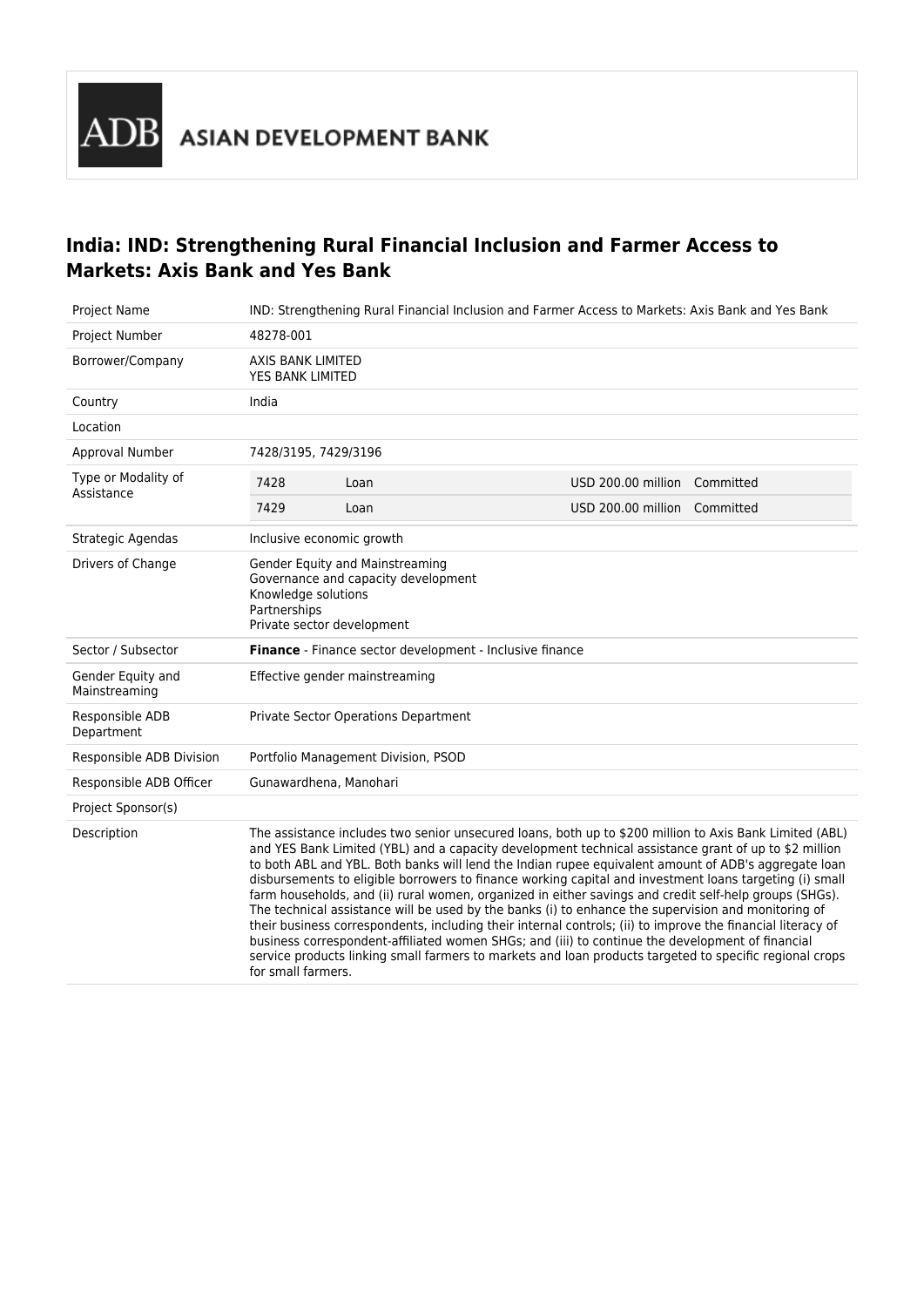ADB ASIAN DEVELOPMENT BANK

# India: IND: Strengthening Rural Financial Inclusion and Farmer Access to Markets: Axis Bank and Yes Bank

| | |
|---|---|
| Project Name | IND: Strengthening Rural Financial Inclusion and Farmer Access to Markets: Axis Bank and Yes Bank |
| Project Number | 48278-001 |
| Borrower/Company | AXIS BANK LIMITED<br>YES BANK LIMITED |
| Country | India |
| Location | |
| Approval Number | 7428/3195, 7429/3196 |
| Type or Modality of Assistance | 7428 Loan USD 200.00 million Committed<br>7429 Loan USD 200.00 million Committed |
| Strategic Agendas | Inclusive economic growth |
| Drivers of Change | Gender Equity and Mainstreaming<br>Governance and capacity development<br>Knowledge solutions<br>Partnerships<br>Private sector development |
| Sector / Subsector | **Finance** - Finance sector development - Inclusive finance |
| Gender Equity and Mainstreaming | Effective gender mainstreaming |
| Responsible ADB Department | Private Sector Operations Department |
| Responsible ADB Division | Portfolio Management Division, PSOD |
| Responsible ADB Officer | Gunawardhena, Manohari |
| Project Sponsor(s) | |
| Description | The assistance includes two senior unsecured loans, both up to $200 million to Axis Bank Limited (ABL) and YES Bank Limited (YBL) and a capacity development technical assistance grant of up to $2 million to both ABL and YBL. Both banks will lend the Indian rupee equivalent amount of ADB's aggregate loan disbursements to eligible borrowers to finance working capital and investment loans targeting (i) small farm households, and (ii) rural women, organized in either savings and credit self-help groups (SHGs). The technical assistance will be used by the banks (i) to enhance the supervision and monitoring of their business correspondents, including their internal controls; (ii) to improve the financial literacy of business correspondent-affiliated women SHGs; and (iii) to continue the development of financial service products linking small farmers to markets and loan products targeted to specific regional crops for small farmers. |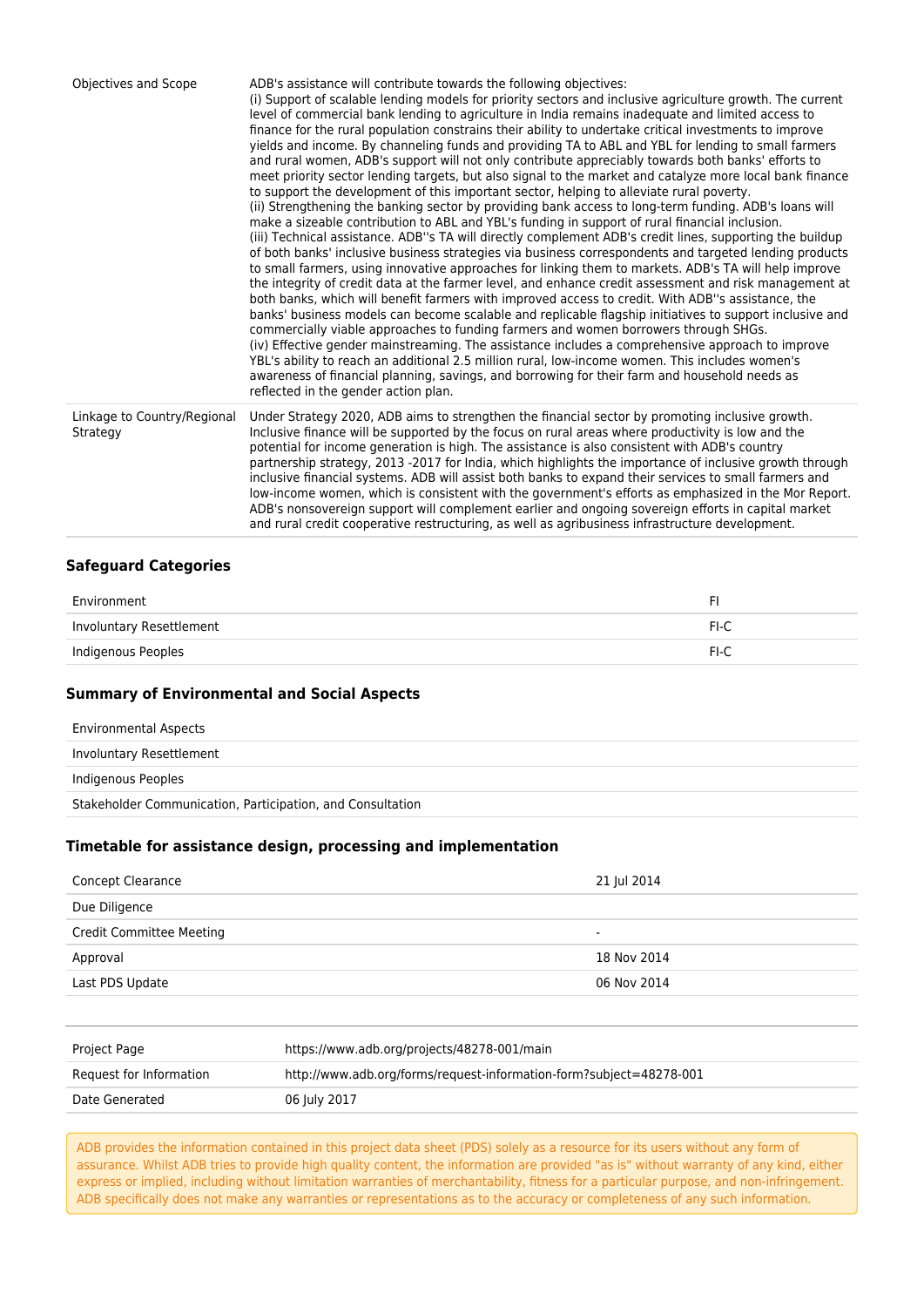| | |
|---|---|
| Objectives and Scope | ADB's assistance will contribute towards the following objectives:<br>(i) Support of scalable lending models for priority sectors and inclusive agriculture growth. The current level of commercial bank lending to agriculture in India remains inadequate and limited access to finance for the rural population constrains their ability to undertake critical investments to improve yields and income. By channeling funds and providing TA to ABL and YBL for lending to small farmers and rural women, ADB's support will not only contribute appreciably towards both banks' efforts to meet priority sector lending targets, but also signal to the market and catalyze more local bank finance to support the development of this important sector, helping to alleviate rural poverty.<br>(ii) Strengthening the banking sector by providing bank access to long-term funding. ADB's loans will make a sizeable contribution to ABL and YBL's funding in support of rural financial inclusion.<br>(iii) Technical assistance. ADB''s TA will directly complement ADB's credit lines, supporting the buildup of both banks' inclusive business strategies via business correspondents and targeted lending products to small farmers, using innovative approaches for linking them to markets. ADB's TA will help improve the integrity of credit data at the farmer level, and enhance credit assessment and risk management at both banks, which will benefit farmers with improved access to credit. With ADB''s assistance, the banks' business models can become scalable and replicable flagship initiatives to support inclusive and commercially viable approaches to funding farmers and women borrowers through SHGs.<br>(iv) Effective gender mainstreaming. The assistance includes a comprehensive approach to improve YBL's ability to reach an additional 2.5 million rural, low-income women. This includes women's awareness of financial planning, savings, and borrowing for their farm and household needs as reflected in the gender action plan. |
| Linkage to Country/Regional Strategy | Under Strategy 2020, ADB aims to strengthen the financial sector by promoting inclusive growth. Inclusive finance will be supported by the focus on rural areas where productivity is low and the potential for income generation is high. The assistance is also consistent with ADB's country partnership strategy, 2013 -2017 for India, which highlights the importance of inclusive growth through inclusive financial systems. ADB will assist both banks to expand their services to small farmers and low-income women, which is consistent with the government's efforts as emphasized in the Mor Report. ADB's nonsovereign support will complement earlier and ongoing sovereign efforts in capital market and rural credit cooperative restructuring, as well as agribusiness infrastructure development. |

### Safeguard Categories

| | |
|---|---|
| Environment | FI |
| Involuntary Resettlement | FI-C |
| Indigenous Peoples | FI-C |

### Summary of Environmental and Social Aspects

| |
|---|
| Environmental Aspects |
| Involuntary Resettlement |
| Indigenous Peoples |
| Stakeholder Communication, Participation, and Consultation |

### Timetable for assistance design, processing and implementation

| | |
|---|---|
| Concept Clearance | 21 Jul 2014 |
| Due Diligence | |
| Credit Committee Meeting | - |
| Approval | 18 Nov 2014 |
| Last PDS Update | 06 Nov 2014 |

| | |
|---|---|
| Project Page | https://www.adb.org/projects/48278-001/main |
| Request for Information | http://www.adb.org/forms/request-information-form?subject=48278-001 |
| Date Generated | 06 July 2017 |

ADB provides the information contained in this project data sheet (PDS) solely as a resource for its users without any form of assurance. Whilst ADB tries to provide high quality content, the information are provided "as is" without warranty of any kind, either express or implied, including without limitation warranties of merchantability, fitness for a particular purpose, and non-infringement. ADB specifically does not make any warranties or representations as to the accuracy or completeness of any such information.